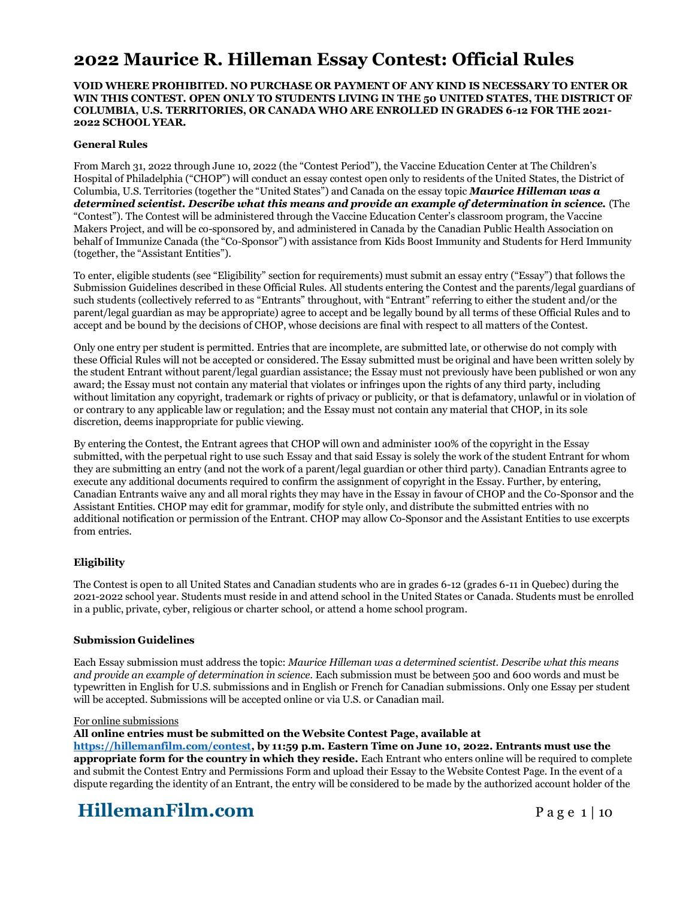# 2022 Maurice R. Hilleman Essay Contest: Official Rules

**VOID WHERE PROHIBITED. NO PURCHASE OR PAYMENT OF ANY KIND IS NECESSARY TO ENTER OR WIN THIS CONTEST. OPEN ONLY TO STUDENTS LIVING IN THE 50 UNITED STATES, THE DISTRICT OF COLUMBIA, U.S. TERRITORIES, OR CANADA WHO ARE ENROLLED IN GRADES 6-12 FOR THE 2021-2022 SCHOOL YEAR.**

### General Rules

From March 31, 2022 through June 10, 2022 (the "Contest Period"), the Vaccine Education Center at The Children's Hospital of Philadelphia ("CHOP") will conduct an essay contest open only to residents of the United States, the District of Columbia, U.S. Territories (together the "United States") and Canada on the essay topic ***Maurice Hilleman was a determined scientist. Describe what this means and provide an example of determination in science.*** (The "Contest"). The Contest will be administered through the Vaccine Education Center's classroom program, the Vaccine Makers Project, and will be co-sponsored by, and administered in Canada by the Canadian Public Health Association on behalf of Immunize Canada (the "Co-Sponsor") with assistance from Kids Boost Immunity and Students for Herd Immunity (together, the "Assistant Entities").

To enter, eligible students (see "Eligibility" section for requirements) must submit an essay entry ("Essay") that follows the Submission Guidelines described in these Official Rules. All students entering the Contest and the parents/legal guardians of such students (collectively referred to as "Entrants" throughout, with "Entrant" referring to either the student and/or the parent/legal guardian as may be appropriate) agree to accept and be legally bound by all terms of these Official Rules and to accept and be bound by the decisions of CHOP, whose decisions are final with respect to all matters of the Contest.

Only one entry per student is permitted. Entries that are incomplete, are submitted late, or otherwise do not comply with these Official Rules will not be accepted or considered. The Essay submitted must be original and have been written solely by the student Entrant without parent/legal guardian assistance; the Essay must not previously have been published or won any award; the Essay must not contain any material that violates or infringes upon the rights of any third party, including without limitation any copyright, trademark or rights of privacy or publicity, or that is defamatory, unlawful or in violation of or contrary to any applicable law or regulation; and the Essay must not contain any material that CHOP, in its sole discretion, deems inappropriate for public viewing.

By entering the Contest, the Entrant agrees that CHOP will own and administer 100% of the copyright in the Essay submitted, with the perpetual right to use such Essay and that said Essay is solely the work of the student Entrant for whom they are submitting an entry (and not the work of a parent/legal guardian or other third party). Canadian Entrants agree to execute any additional documents required to confirm the assignment of copyright in the Essay. Further, by entering, Canadian Entrants waive any and all moral rights they may have in the Essay in favour of CHOP and the Co-Sponsor and the Assistant Entities. CHOP may edit for grammar, modify for style only, and distribute the submitted entries with no additional notification or permission of the Entrant. CHOP may allow Co-Sponsor and the Assistant Entities to use excerpts from entries.

### Eligibility

The Contest is open to all United States and Canadian students who are in grades 6-12 (grades 6-11 in Quebec) during the 2021-2022 school year. Students must reside in and attend school in the United States or Canada. Students must be enrolled in a public, private, cyber, religious or charter school, or attend a home school program.

### Submission Guidelines

Each Essay submission must address the topic: *Maurice Hilleman was a determined scientist. Describe what this means and provide an example of determination in science.* Each submission must be between 500 and 600 words and must be typewritten in English for U.S. submissions and in English or French for Canadian submissions. Only one Essay per student will be accepted. Submissions will be accepted online or via U.S. or Canadian mail.

For online submissions

**All online entries must be submitted on the Website Contest Page, available at [https://hillemanfilm.com/contest](https://hillemanfilm.com/contest), by 11:59 p.m. Eastern Time on June 10, 2022. Entrants must use the appropriate form for the country in which they reside.** Each Entrant who enters online will be required to complete and submit the Contest Entry and Permissions Form and upload their Essay to the Website Contest Page. In the event of a dispute regarding the identity of an Entrant, the entry will be considered to be made by the authorized account holder of the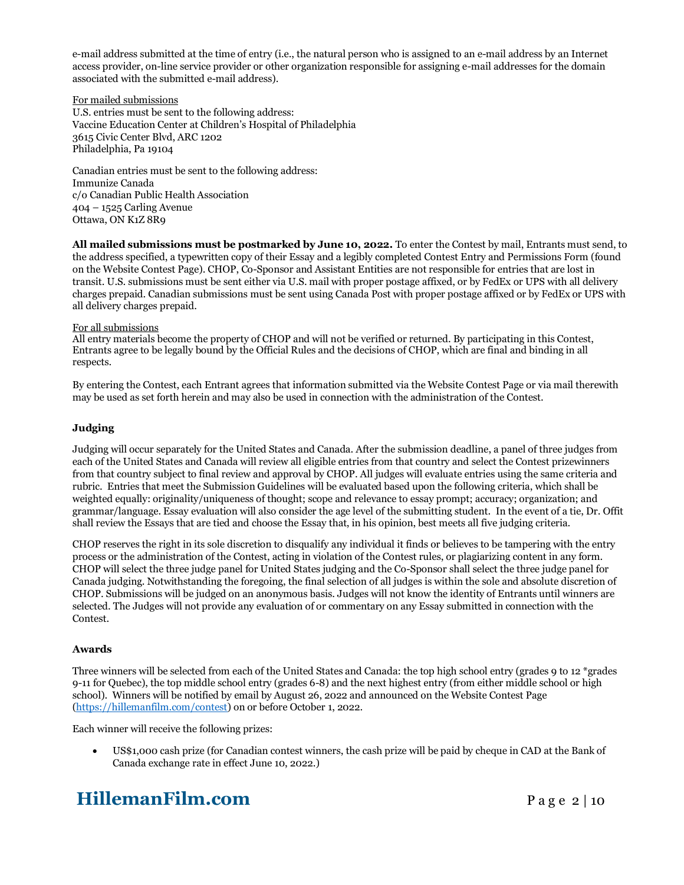e-mail address submitted at the time of entry (i.e., the natural person who is assigned to an e-mail address by an Internet access provider, on-line service provider or other organization responsible for assigning e-mail addresses for the domain associated with the submitted e-mail address).

For mailed submissions
U.S. entries must be sent to the following address:
Vaccine Education Center at Children's Hospital of Philadelphia
3615 Civic Center Blvd, ARC 1202
Philadelphia, Pa 19104

Canadian entries must be sent to the following address:
Immunize Canada
c/o Canadian Public Health Association
404 – 1525 Carling Avenue
Ottawa, ON K1Z 8R9

**All mailed submissions must be postmarked by June 10, 2022.** To enter the Contest by mail, Entrants must send, to the address specified, a typewritten copy of their Essay and a legibly completed Contest Entry and Permissions Form (found on the Website Contest Page). CHOP, Co-Sponsor and Assistant Entities are not responsible for entries that are lost in transit. U.S. submissions must be sent either via U.S. mail with proper postage affixed, or by FedEx or UPS with all delivery charges prepaid. Canadian submissions must be sent using Canada Post with proper postage affixed or by FedEx or UPS with all delivery charges prepaid.

For all submissions
All entry materials become the property of CHOP and will not be verified or returned. By participating in this Contest, Entrants agree to be legally bound by the Official Rules and the decisions of CHOP, which are final and binding in all respects.

By entering the Contest, each Entrant agrees that information submitted via the Website Contest Page or via mail therewith may be used as set forth herein and may also be used in connection with the administration of the Contest.

**Judging**

Judging will occur separately for the United States and Canada. After the submission deadline, a panel of three judges from each of the United States and Canada will review all eligible entries from that country and select the Contest prizewinners from that country subject to final review and approval by CHOP. All judges will evaluate entries using the same criteria and rubric. Entries that meet the Submission Guidelines will be evaluated based upon the following criteria, which shall be weighted equally: originality/uniqueness of thought; scope and relevance to essay prompt; accuracy; organization; and grammar/language. Essay evaluation will also consider the age level of the submitting student. In the event of a tie, Dr. Offit shall review the Essays that are tied and choose the Essay that, in his opinion, best meets all five judging criteria.

CHOP reserves the right in its sole discretion to disqualify any individual it finds or believes to be tampering with the entry process or the administration of the Contest, acting in violation of the Contest rules, or plagiarizing content in any form. CHOP will select the three judge panel for United States judging and the Co-Sponsor shall select the three judge panel for Canada judging. Notwithstanding the foregoing, the final selection of all judges is within the sole and absolute discretion of CHOP. Submissions will be judged on an anonymous basis. Judges will not know the identity of Entrants until winners are selected. The Judges will not provide any evaluation of or commentary on any Essay submitted in connection with the Contest.

**Awards**

Three winners will be selected from each of the United States and Canada: the top high school entry (grades 9 to 12 *grades 9-11 for Quebec), the top middle school entry (grades 6-8) and the next highest entry (from either middle school or high school). Winners will be notified by email by August 26, 2022 and announced on the Website Contest Page (https://hillemanfilm.com/contest) on or before October 1, 2022.

Each winner will receive the following prizes:

- US$1,000 cash prize (for Canadian contest winners, the cash prize will be paid by cheque in CAD at the Bank of Canada exchange rate in effect June 10, 2022.)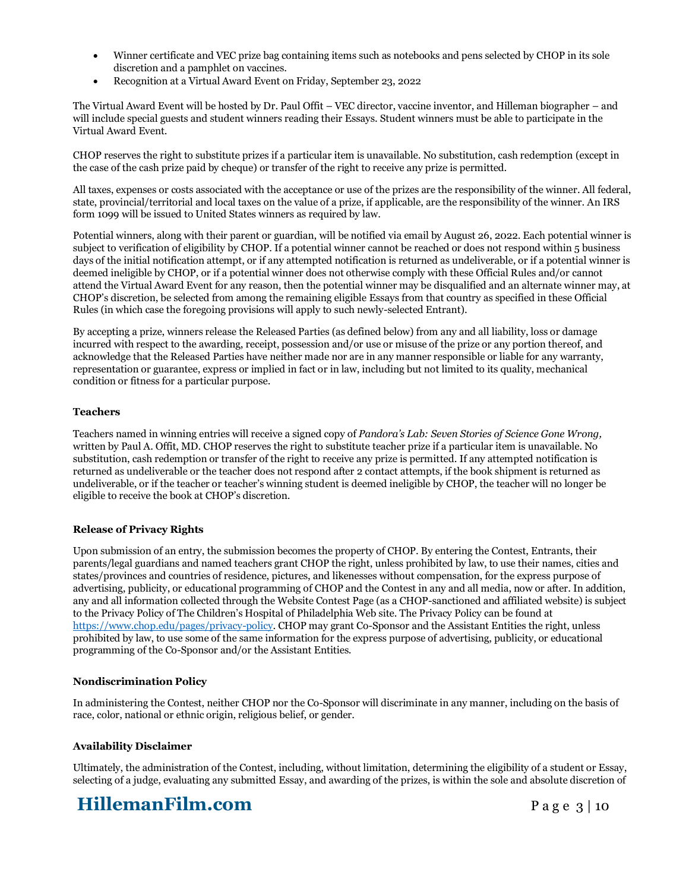- Winner certificate and VEC prize bag containing items such as notebooks and pens selected by CHOP in its sole discretion and a pamphlet on vaccines.
- Recognition at a Virtual Award Event on Friday, September 23, 2022

The Virtual Award Event will be hosted by Dr. Paul Offit – VEC director, vaccine inventor, and Hilleman biographer – and will include special guests and student winners reading their Essays. Student winners must be able to participate in the Virtual Award Event.

CHOP reserves the right to substitute prizes if a particular item is unavailable. No substitution, cash redemption (except in the case of the cash prize paid by cheque) or transfer of the right to receive any prize is permitted.

All taxes, expenses or costs associated with the acceptance or use of the prizes are the responsibility of the winner. All federal, state, provincial/territorial and local taxes on the value of a prize, if applicable, are the responsibility of the winner. An IRS form 1099 will be issued to United States winners as required by law.

Potential winners, along with their parent or guardian, will be notified via email by August 26, 2022. Each potential winner is subject to verification of eligibility by CHOP. If a potential winner cannot be reached or does not respond within 5 business days of the initial notification attempt, or if any attempted notification is returned as undeliverable, or if a potential winner is deemed ineligible by CHOP, or if a potential winner does not otherwise comply with these Official Rules and/or cannot attend the Virtual Award Event for any reason, then the potential winner may be disqualified and an alternate winner may, at CHOP's discretion, be selected from among the remaining eligible Essays from that country as specified in these Official Rules (in which case the foregoing provisions will apply to such newly-selected Entrant).

By accepting a prize, winners release the Released Parties (as defined below) from any and all liability, loss or damage incurred with respect to the awarding, receipt, possession and/or use or misuse of the prize or any portion thereof, and acknowledge that the Released Parties have neither made nor are in any manner responsible or liable for any warranty, representation or guarantee, express or implied in fact or in law, including but not limited to its quality, mechanical condition or fitness for a particular purpose.

**Teachers**

Teachers named in winning entries will receive a signed copy of *Pandora's Lab: Seven Stories of Science Gone Wrong,* written by Paul A. Offit, MD. CHOP reserves the right to substitute teacher prize if a particular item is unavailable. No substitution, cash redemption or transfer of the right to receive any prize is permitted. If any attempted notification is returned as undeliverable or the teacher does not respond after 2 contact attempts, if the book shipment is returned as undeliverable, or if the teacher or teacher's winning student is deemed ineligible by CHOP, the teacher will no longer be eligible to receive the book at CHOP's discretion.

**Release of Privacy Rights**

Upon submission of an entry, the submission becomes the property of CHOP. By entering the Contest, Entrants, their parents/legal guardians and named teachers grant CHOP the right, unless prohibited by law, to use their names, cities and states/provinces and countries of residence, pictures, and likenesses without compensation, for the express purpose of advertising, publicity, or educational programming of CHOP and the Contest in any and all media, now or after. In addition, any and all information collected through the Website Contest Page (as a CHOP-sanctioned and affiliated website) is subject to the Privacy Policy of The Children's Hospital of Philadelphia Web site. The Privacy Policy can be found at https://www.chop.edu/pages/privacy-policy. CHOP may grant Co-Sponsor and the Assistant Entities the right, unless prohibited by law, to use some of the same information for the express purpose of advertising, publicity, or educational programming of the Co-Sponsor and/or the Assistant Entities.

**Nondiscrimination Policy**

In administering the Contest, neither CHOP nor the Co-Sponsor will discriminate in any manner, including on the basis of race, color, national or ethnic origin, religious belief, or gender.

**Availability Disclaimer**

Ultimately, the administration of the Contest, including, without limitation, determining the eligibility of a student or Essay, selecting of a judge, evaluating any submitted Essay, and awarding of the prizes, is within the sole and absolute discretion of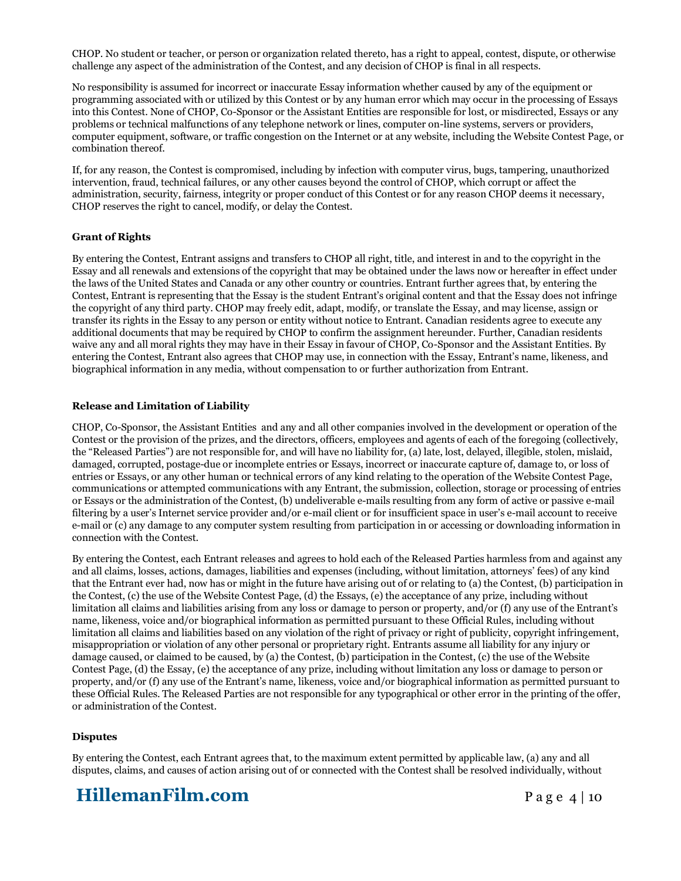CHOP. No student or teacher, or person or organization related thereto, has a right to appeal, contest, dispute, or otherwise challenge any aspect of the administration of the Contest, and any decision of CHOP is final in all respects.

No responsibility is assumed for incorrect or inaccurate Essay information whether caused by any of the equipment or programming associated with or utilized by this Contest or by any human error which may occur in the processing of Essays into this Contest. None of CHOP, Co-Sponsor or the Assistant Entities are responsible for lost, or misdirected, Essays or any problems or technical malfunctions of any telephone network or lines, computer on-line systems, servers or providers, computer equipment, software, or traffic congestion on the Internet or at any website, including the Website Contest Page, or combination thereof.

If, for any reason, the Contest is compromised, including by infection with computer virus, bugs, tampering, unauthorized intervention, fraud, technical failures, or any other causes beyond the control of CHOP, which corrupt or affect the administration, security, fairness, integrity or proper conduct of this Contest or for any reason CHOP deems it necessary, CHOP reserves the right to cancel, modify, or delay the Contest.

**Grant of Rights**

By entering the Contest, Entrant assigns and transfers to CHOP all right, title, and interest in and to the copyright in the Essay and all renewals and extensions of the copyright that may be obtained under the laws now or hereafter in effect under the laws of the United States and Canada or any other country or countries. Entrant further agrees that, by entering the Contest, Entrant is representing that the Essay is the student Entrant's original content and that the Essay does not infringe the copyright of any third party. CHOP may freely edit, adapt, modify, or translate the Essay, and may license, assign or transfer its rights in the Essay to any person or entity without notice to Entrant. Canadian residents agree to execute any additional documents that may be required by CHOP to confirm the assignment hereunder. Further, Canadian residents waive any and all moral rights they may have in their Essay in favour of CHOP, Co-Sponsor and the Assistant Entities. By entering the Contest, Entrant also agrees that CHOP may use, in connection with the Essay, Entrant's name, likeness, and biographical information in any media, without compensation to or further authorization from Entrant.

**Release and Limitation of Liability**

CHOP, Co-Sponsor, the Assistant Entities and any and all other companies involved in the development or operation of the Contest or the provision of the prizes, and the directors, officers, employees and agents of each of the foregoing (collectively, the "Released Parties") are not responsible for, and will have no liability for, (a) late, lost, delayed, illegible, stolen, mislaid, damaged, corrupted, postage-due or incomplete entries or Essays, incorrect or inaccurate capture of, damage to, or loss of entries or Essays, or any other human or technical errors of any kind relating to the operation of the Website Contest Page, communications or attempted communications with any Entrant, the submission, collection, storage or processing of entries or Essays or the administration of the Contest, (b) undeliverable e-mails resulting from any form of active or passive e-mail filtering by a user's Internet service provider and/or e-mail client or for insufficient space in user's e-mail account to receive e-mail or (c) any damage to any computer system resulting from participation in or accessing or downloading information in connection with the Contest.

By entering the Contest, each Entrant releases and agrees to hold each of the Released Parties harmless from and against any and all claims, losses, actions, damages, liabilities and expenses (including, without limitation, attorneys' fees) of any kind that the Entrant ever had, now has or might in the future have arising out of or relating to (a) the Contest, (b) participation in the Contest, (c) the use of the Website Contest Page, (d) the Essays, (e) the acceptance of any prize, including without limitation all claims and liabilities arising from any loss or damage to person or property, and/or (f) any use of the Entrant's name, likeness, voice and/or biographical information as permitted pursuant to these Official Rules, including without limitation all claims and liabilities based on any violation of the right of privacy or right of publicity, copyright infringement, misappropriation or violation of any other personal or proprietary right. Entrants assume all liability for any injury or damage caused, or claimed to be caused, by (a) the Contest, (b) participation in the Contest, (c) the use of the Website Contest Page, (d) the Essay, (e) the acceptance of any prize, including without limitation any loss or damage to person or property, and/or (f) any use of the Entrant's name, likeness, voice and/or biographical information as permitted pursuant to these Official Rules. The Released Parties are not responsible for any typographical or other error in the printing of the offer, or administration of the Contest.

**Disputes**

By entering the Contest, each Entrant agrees that, to the maximum extent permitted by applicable law, (a) any and all disputes, claims, and causes of action arising out of or connected with the Contest shall be resolved individually, without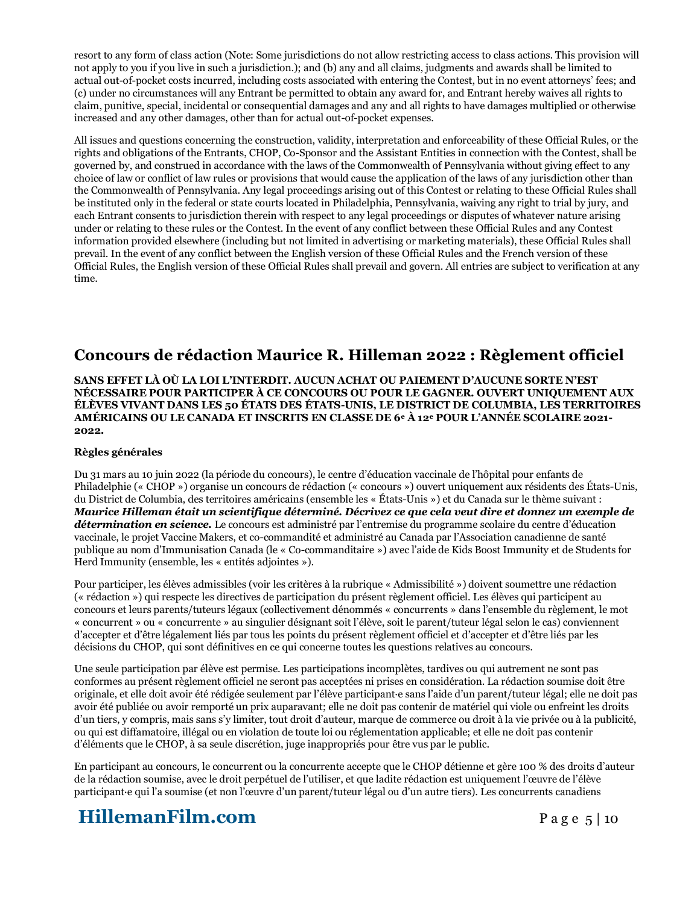resort to any form of class action (Note: Some jurisdictions do not allow restricting access to class actions. This provision will not apply to you if you live in such a jurisdiction.); and (b) any and all claims, judgments and awards shall be limited to actual out-of-pocket costs incurred, including costs associated with entering the Contest, but in no event attorneys' fees; and (c) under no circumstances will any Entrant be permitted to obtain any award for, and Entrant hereby waives all rights to claim, punitive, special, incidental or consequential damages and any and all rights to have damages multiplied or otherwise increased and any other damages, other than for actual out-of-pocket expenses.

All issues and questions concerning the construction, validity, interpretation and enforceability of these Official Rules, or the rights and obligations of the Entrants, CHOP, Co-Sponsor and the Assistant Entities in connection with the Contest, shall be governed by, and construed in accordance with the laws of the Commonwealth of Pennsylvania without giving effect to any choice of law or conflict of law rules or provisions that would cause the application of the laws of any jurisdiction other than the Commonwealth of Pennsylvania. Any legal proceedings arising out of this Contest or relating to these Official Rules shall be instituted only in the federal or state courts located in Philadelphia, Pennsylvania, waiving any right to trial by jury, and each Entrant consents to jurisdiction therein with respect to any legal proceedings or disputes of whatever nature arising under or relating to these rules or the Contest. In the event of any conflict between these Official Rules and any Contest information provided elsewhere (including but not limited in advertising or marketing materials), these Official Rules shall prevail. In the event of any conflict between the English version of these Official Rules and the French version of these Official Rules, the English version of these Official Rules shall prevail and govern. All entries are subject to verification at any time.

## Concours de rédaction Maurice R. Hilleman 2022 : Règlement officiel

**SANS EFFET LÀ OÙ LA LOI L'INTERDIT. AUCUN ACHAT OU PAIEMENT D'AUCUNE SORTE N'EST NÉCESSAIRE POUR PARTICIPER À CE CONCOURS OU POUR LE GAGNER. OUVERT UNIQUEMENT AUX ÉLÈVES VIVANT DANS LES 50 ÉTATS DES ÉTATS-UNIS, LE DISTRICT DE COLUMBIA, LES TERRITOIRES AMÉRICAINS OU LE CANADA ET INSCRITS EN CLASSE DE 6e À 12e POUR L'ANNÉE SCOLAIRE 2021-2022.**

**Règles générales**

Du 31 mars au 10 juin 2022 (la période du concours), le centre d'éducation vaccinale de l'hôpital pour enfants de Philadelphie (« CHOP ») organise un concours de rédaction (« concours ») ouvert uniquement aux résidents des États-Unis, du District de Columbia, des territoires américains (ensemble les « États-Unis ») et du Canada sur le thème suivant : ***Maurice Hilleman était un scientifique déterminé. Décrivez ce que cela veut dire et donnez un exemple de détermination en science.*** Le concours est administré par l'entremise du programme scolaire du centre d'éducation vaccinale, le projet Vaccine Makers, et co-commandité et administré au Canada par l'Association canadienne de santé publique au nom d'Immunisation Canada (le « Co-commanditaire ») avec l'aide de Kids Boost Immunity et de Students for Herd Immunity (ensemble, les « entités adjointes »).

Pour participer, les élèves admissibles (voir les critères à la rubrique « Admissibilité ») doivent soumettre une rédaction (« rédaction ») qui respecte les directives de participation du présent règlement officiel. Les élèves qui participent au concours et leurs parents/tuteurs légaux (collectivement dénommés « concurrents » dans l'ensemble du règlement, le mot « concurrent » ou « concurrente » au singulier désignant soit l'élève, soit le parent/tuteur légal selon le cas) conviennent d'accepter et d'être légalement liés par tous les points du présent règlement officiel et d'accepter et d'être liés par les décisions du CHOP, qui sont définitives en ce qui concerne toutes les questions relatives au concours.

Une seule participation par élève est permise. Les participations incomplètes, tardives ou qui autrement ne sont pas conformes au présent règlement officiel ne seront pas acceptées ni prises en considération. La rédaction soumise doit être originale, et elle doit avoir été rédigée seulement par l'élève participant·e sans l'aide d'un parent/tuteur légal; elle ne doit pas avoir été publiée ou avoir remporté un prix auparavant; elle ne doit pas contenir de matériel qui viole ou enfreint les droits d'un tiers, y compris, mais sans s'y limiter, tout droit d'auteur, marque de commerce ou droit à la vie privée ou à la publicité, ou qui est diffamatoire, illégal ou en violation de toute loi ou réglementation applicable; et elle ne doit pas contenir d'éléments que le CHOP, à sa seule discrétion, juge inappropriés pour être vus par le public.

En participant au concours, le concurrent ou la concurrente accepte que le CHOP détienne et gère 100 % des droits d'auteur de la rédaction soumise, avec le droit perpétuel de l'utiliser, et que ladite rédaction est uniquement l'œuvre de l'élève participant·e qui l'a soumise (et non l'œuvre d'un parent/tuteur légal ou d'un autre tiers). Les concurrents canadiens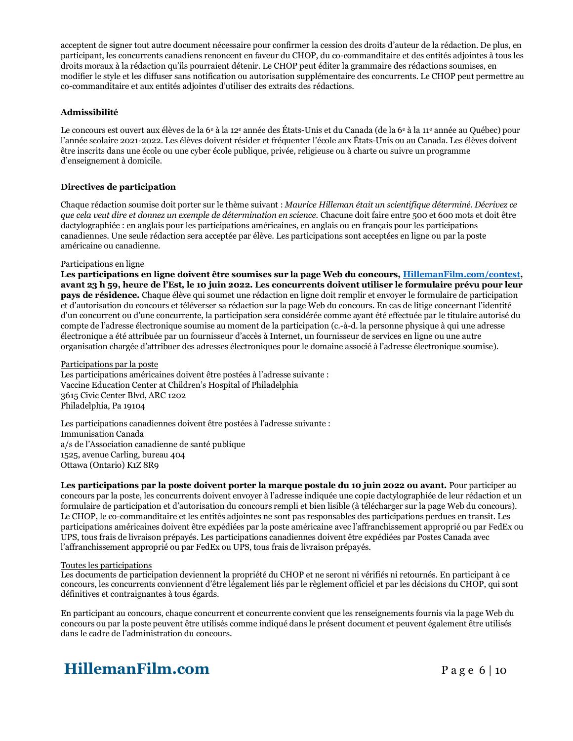acceptent de signer tout autre document nécessaire pour confirmer la cession des droits d'auteur de la rédaction. De plus, en participant, les concurrents canadiens renoncent en faveur du CHOP, du co-commanditaire et des entités adjointes à tous les droits moraux à la rédaction qu'ils pourraient détenir. Le CHOP peut éditer la grammaire des rédactions soumises, en modifier le style et les diffuser sans notification ou autorisation supplémentaire des concurrents. Le CHOP peut permettre au co-commanditaire et aux entités adjointes d'utiliser des extraits des rédactions.

**Admissibilité**

Le concours est ouvert aux élèves de la 6e à la 12e année des États-Unis et du Canada (de la 6e à la 11e année au Québec) pour l'année scolaire 2021-2022. Les élèves doivent résider et fréquenter l'école aux États-Unis ou au Canada. Les élèves doivent être inscrits dans une école ou une cyber école publique, privée, religieuse ou à charte ou suivre un programme d'enseignement à domicile.

**Directives de participation**

Chaque rédaction soumise doit porter sur le thème suivant : *Maurice Hilleman était un scientifique déterminé. Décrivez ce que cela veut dire et donnez un exemple de détermination en science.* Chacune doit faire entre 500 et 600 mots et doit être dactylographiée : en anglais pour les participations américaines, en anglais ou en français pour les participations canadiennes. Une seule rédaction sera acceptée par élève. Les participations sont acceptées en ligne ou par la poste américaine ou canadienne.

Participations en ligne

**Les participations en ligne doivent être soumises sur la page Web du concours, HillemanFilm.com/contest, avant 23 h 59, heure de l'Est, le 10 juin 2022. Les concurrents doivent utiliser le formulaire prévu pour leur pays de résidence.** Chaque élève qui soumet une rédaction en ligne doit remplir et envoyer le formulaire de participation et d'autorisation du concours et téléverser sa rédaction sur la page Web du concours. En cas de litige concernant l'identité d'un concurrent ou d'une concurrente, la participation sera considérée comme ayant été effectuée par le titulaire autorisé du compte de l'adresse électronique soumise au moment de la participation (c.-à-d. la personne physique à qui une adresse électronique a été attribuée par un fournisseur d'accès à Internet, un fournisseur de services en ligne ou une autre organisation chargée d'attribuer des adresses électroniques pour le domaine associé à l'adresse électronique soumise).

Participations par la poste

Les participations américaines doivent être postées à l'adresse suivante :
Vaccine Education Center at Children's Hospital of Philadelphia
3615 Civic Center Blvd, ARC 1202
Philadelphia, Pa 19104

Les participations canadiennes doivent être postées à l'adresse suivante :
Immunisation Canada
a/s de l'Association canadienne de santé publique
1525, avenue Carling, bureau 404
Ottawa (Ontario) K1Z 8R9

**Les participations par la poste doivent porter la marque postale du 10 juin 2022 ou avant.** Pour participer au concours par la poste, les concurrents doivent envoyer à l'adresse indiquée une copie dactylographiée de leur rédaction et un formulaire de participation et d'autorisation du concours rempli et bien lisible (à télécharger sur la page Web du concours). Le CHOP, le co-commanditaire et les entités adjointes ne sont pas responsables des participations perdues en transit. Les participations américaines doivent être expédiées par la poste américaine avec l'affranchissement approprié ou par FedEx ou UPS, tous frais de livraison prépayés. Les participations canadiennes doivent être expédiées par Postes Canada avec l'affranchissement approprié ou par FedEx ou UPS, tous frais de livraison prépayés.

Toutes les participations

Les documents de participation deviennent la propriété du CHOP et ne seront ni vérifiés ni retournés. En participant à ce concours, les concurrents conviennent d'être légalement liés par le règlement officiel et par les décisions du CHOP, qui sont définitives et contraignantes à tous égards.

En participant au concours, chaque concurrent et concurrente convient que les renseignements fournis via la page Web du concours ou par la poste peuvent être utilisés comme indiqué dans le présent document et peuvent également être utilisés dans le cadre de l'administration du concours.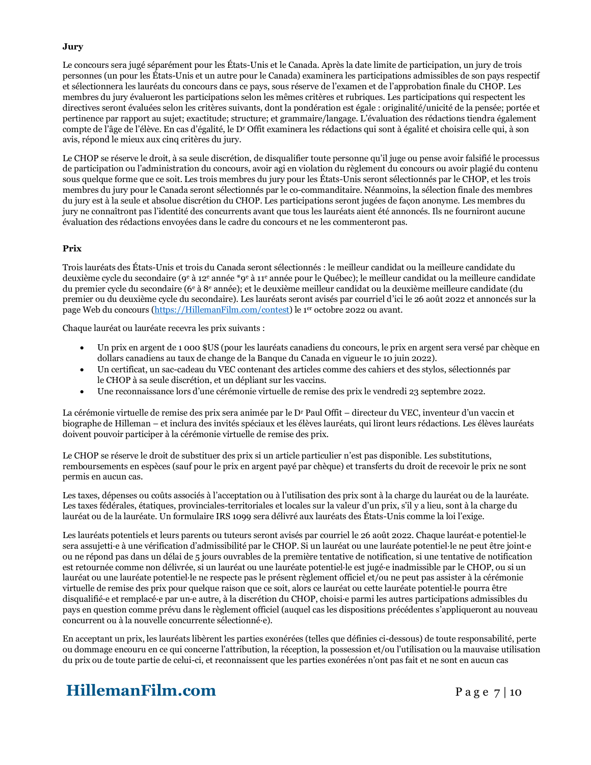**Jury**

Le concours sera jugé séparément pour les États-Unis et le Canada. Après la date limite de participation, un jury de trois personnes (un pour les États-Unis et un autre pour le Canada) examinera les participations admissibles de son pays respectif et sélectionnera les lauréats du concours dans ce pays, sous réserve de l'examen et de l'approbation finale du CHOP. Les membres du jury évalueront les participations selon les mêmes critères et rubriques. Les participations qui respectent les directives seront évaluées selon les critères suivants, dont la pondération est égale : originalité/unicité de la pensée; portée et pertinence par rapport au sujet; exactitude; structure; et grammaire/langage. L'évaluation des rédactions tiendra également compte de l'âge de l'élève. En cas d'égalité, le D[r] Offit examinera les rédactions qui sont à égalité et choisira celle qui, à son avis, répond le mieux aux cinq critères du jury.

Le CHOP se réserve le droit, à sa seule discrétion, de disqualifier toute personne qu'il juge ou pense avoir falsifié le processus de participation ou l'administration du concours, avoir agi en violation du règlement du concours ou avoir plagié du contenu sous quelque forme que ce soit. Les trois membres du jury pour les États-Unis seront sélectionnés par le CHOP, et les trois membres du jury pour le Canada seront sélectionnés par le co-commanditaire. Néanmoins, la sélection finale des membres du jury est à la seule et absolue discrétion du CHOP. Les participations seront jugées de façon anonyme. Les membres du jury ne connaîtront pas l'identité des concurrents avant que tous les lauréats aient été annoncés. Ils ne fourniront aucune évaluation des rédactions envoyées dans le cadre du concours et ne les commenteront pas.

**Prix**

Trois lauréats des États-Unis et trois du Canada seront sélectionnés : le meilleur candidat ou la meilleure candidate du deuxième cycle du secondaire (9[e] à 12[e] année *9[e] à 11[e] année pour le Québec); le meilleur candidat ou la meilleure candidate du premier cycle du secondaire (6[e] à 8[e] année); et le deuxième meilleur candidat ou la deuxième meilleure candidate (du premier ou du deuxième cycle du secondaire). Les lauréats seront avisés par courriel d'ici le 26 août 2022 et annoncés sur la page Web du concours (https://HillemanFilm.com/contest) le 1[er] octobre 2022 ou avant.

Chaque lauréat ou lauréate recevra les prix suivants :

- Un prix en argent de 1 000 $US (pour les lauréats canadiens du concours, le prix en argent sera versé par chèque en dollars canadiens au taux de change de la Banque du Canada en vigueur le 10 juin 2022).
- Un certificat, un sac-cadeau du VEC contenant des articles comme des cahiers et des stylos, sélectionnés par le CHOP à sa seule discrétion, et un dépliant sur les vaccins.
- Une reconnaissance lors d'une cérémonie virtuelle de remise des prix le vendredi 23 septembre 2022.

La cérémonie virtuelle de remise des prix sera animée par le D[r] Paul Offit – directeur du VEC, inventeur d'un vaccin et biographe de Hilleman – et inclura des invités spéciaux et les élèves lauréats, qui liront leurs rédactions. Les élèves lauréats doivent pouvoir participer à la cérémonie virtuelle de remise des prix.

Le CHOP se réserve le droit de substituer des prix si un article particulier n'est pas disponible. Les substitutions, remboursements en espèces (sauf pour le prix en argent payé par chèque) et transferts du droit de recevoir le prix ne sont permis en aucun cas.

Les taxes, dépenses ou coûts associés à l'acceptation ou à l'utilisation des prix sont à la charge du lauréat ou de la lauréate. Les taxes fédérales, étatiques, provinciales-territoriales et locales sur la valeur d'un prix, s'il y a lieu, sont à la charge du lauréat ou de la lauréate. Un formulaire IRS 1099 sera délivré aux lauréats des États-Unis comme la loi l'exige.

Les lauréats potentiels et leurs parents ou tuteurs seront avisés par courriel le 26 août 2022. Chaque lauréat·e potentiel·le sera assujetti·e à une vérification d'admissibilité par le CHOP. Si un lauréat ou une lauréate potentiel·le ne peut être joint·e ou ne répond pas dans un délai de 5 jours ouvrables de la première tentative de notification, si une tentative de notification est retournée comme non délivrée, si un lauréat ou une lauréate potentiel·le est jugé·e inadmissible par le CHOP, ou si un lauréat ou une lauréate potentiel·le ne respecte pas le présent règlement officiel et/ou ne peut pas assister à la cérémonie virtuelle de remise des prix pour quelque raison que ce soit, alors ce lauréat ou cette lauréate potentiel·le pourra être disqualifié·e et remplacé·e par un·e autre, à la discrétion du CHOP, choisi·e parmi les autres participations admissibles du pays en question comme prévu dans le règlement officiel (auquel cas les dispositions précédentes s'appliqueront au nouveau concurrent ou à la nouvelle concurrente sélectionné·e).

En acceptant un prix, les lauréats libèrent les parties exonérées (telles que définies ci-dessous) de toute responsabilité, perte ou dommage encouru en ce qui concerne l'attribution, la réception, la possession et/ou l'utilisation ou la mauvaise utilisation du prix ou de toute partie de celui-ci, et reconnaissent que les parties exonérées n'ont pas fait et ne sont en aucun cas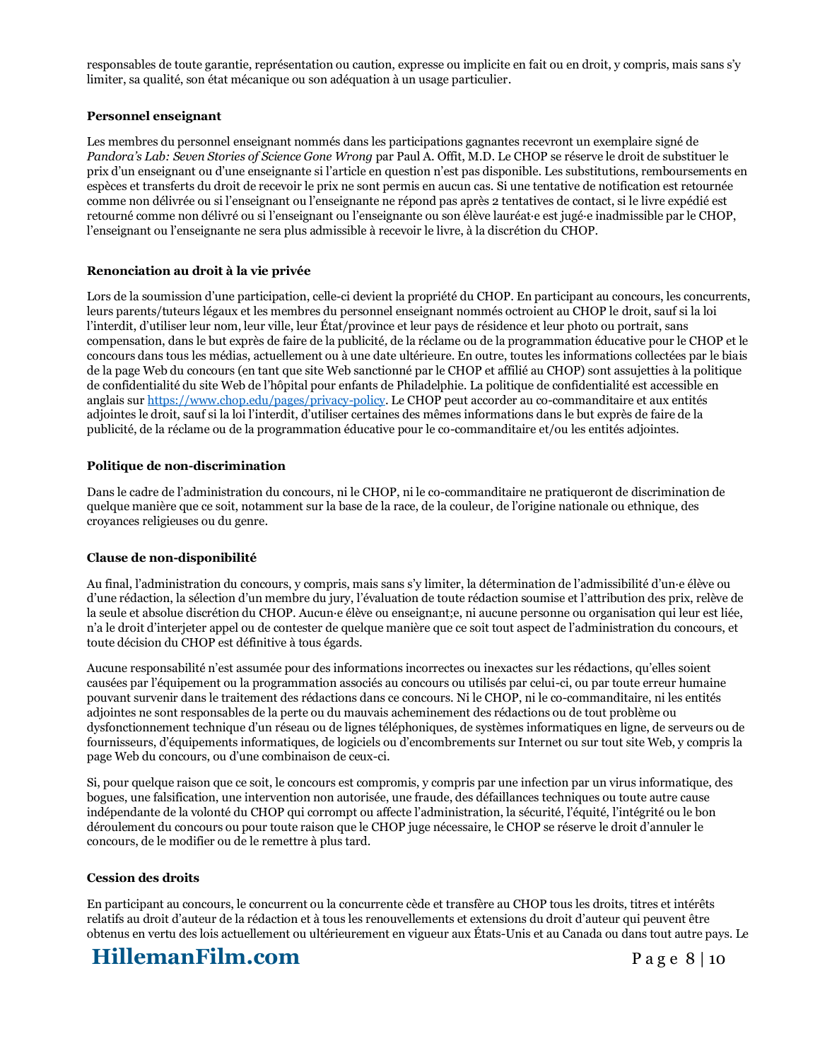responsables de toute garantie, représentation ou caution, expresse ou implicite en fait ou en droit, y compris, mais sans s'y limiter, sa qualité, son état mécanique ou son adéquation à un usage particulier.

**Personnel enseignant**

Les membres du personnel enseignant nommés dans les participations gagnantes recevront un exemplaire signé de *Pandora's Lab: Seven Stories of Science Gone Wrong* par Paul A. Offit, M.D. Le CHOP se réserve le droit de substituer le prix d'un enseignant ou d'une enseignante si l'article en question n'est pas disponible. Les substitutions, remboursements en espèces et transferts du droit de recevoir le prix ne sont permis en aucun cas. Si une tentative de notification est retournée comme non délivrée ou si l'enseignant ou l'enseignante ne répond pas après 2 tentatives de contact, si le livre expédié est retourné comme non délivré ou si l'enseignant ou l'enseignante ou son élève lauréat·e est jugé·e inadmissible par le CHOP, l'enseignant ou l'enseignante ne sera plus admissible à recevoir le livre, à la discrétion du CHOP.

**Renonciation au droit à la vie privée**

Lors de la soumission d'une participation, celle-ci devient la propriété du CHOP. En participant au concours, les concurrents, leurs parents/tuteurs légaux et les membres du personnel enseignant nommés octroient au CHOP le droit, sauf si la loi l'interdit, d'utiliser leur nom, leur ville, leur État/province et leur pays de résidence et leur photo ou portrait, sans compensation, dans le but exprès de faire de la publicité, de la réclame ou de la programmation éducative pour le CHOP et le concours dans tous les médias, actuellement ou à une date ultérieure. En outre, toutes les informations collectées par le biais de la page Web du concours (en tant que site Web sanctionné par le CHOP et affilié au CHOP) sont assujetties à la politique de confidentialité du site Web de l'hôpital pour enfants de Philadelphie. La politique de confidentialité est accessible en anglais sur [https://www.chop.edu/pages/privacy-policy](https://www.chop.edu/pages/privacy-policy). Le CHOP peut accorder au co-commanditaire et aux entités adjointes le droit, sauf si la loi l'interdit, d'utiliser certaines des mêmes informations dans le but exprès de faire de la publicité, de la réclame ou de la programmation éducative pour le co-commanditaire et/ou les entités adjointes.

**Politique de non-discrimination**

Dans le cadre de l'administration du concours, ni le CHOP, ni le co-commanditaire ne pratiqueront de discrimination de quelque manière que ce soit, notamment sur la base de la race, de la couleur, de l'origine nationale ou ethnique, des croyances religieuses ou du genre.

**Clause de non-disponibilité**

Au final, l'administration du concours, y compris, mais sans s'y limiter, la détermination de l'admissibilité d'un·e élève ou d'une rédaction, la sélection d'un membre du jury, l'évaluation de toute rédaction soumise et l'attribution des prix, relève de la seule et absolue discrétion du CHOP. Aucun·e élève ou enseignant;e, ni aucune personne ou organisation qui leur est liée, n'a le droit d'interjeter appel ou de contester de quelque manière que ce soit tout aspect de l'administration du concours, et toute décision du CHOP est définitive à tous égards.

Aucune responsabilité n'est assumée pour des informations incorrectes ou inexactes sur les rédactions, qu'elles soient causées par l'équipement ou la programmation associés au concours ou utilisés par celui-ci, ou par toute erreur humaine pouvant survenir dans le traitement des rédactions dans ce concours. Ni le CHOP, ni le co-commanditaire, ni les entités adjointes ne sont responsables de la perte ou du mauvais acheminement des rédactions ou de tout problème ou dysfonctionnement technique d'un réseau ou de lignes téléphoniques, de systèmes informatiques en ligne, de serveurs ou de fournisseurs, d'équipements informatiques, de logiciels ou d'encombrements sur Internet ou sur tout site Web, y compris la page Web du concours, ou d'une combinaison de ceux-ci.

Si, pour quelque raison que ce soit, le concours est compromis, y compris par une infection par un virus informatique, des bogues, une falsification, une intervention non autorisée, une fraude, des défaillances techniques ou toute autre cause indépendante de la volonté du CHOP qui corrompt ou affecte l'administration, la sécurité, l'équité, l'intégrité ou le bon déroulement du concours ou pour toute raison que le CHOP juge nécessaire, le CHOP se réserve le droit d'annuler le concours, de le modifier ou de le remettre à plus tard.

**Cession des droits**

En participant au concours, le concurrent ou la concurrente cède et transfère au CHOP tous les droits, titres et intérêts relatifs au droit d'auteur de la rédaction et à tous les renouvellements et extensions du droit d'auteur qui peuvent être obtenus en vertu des lois actuellement ou ultérieurement en vigueur aux États-Unis et au Canada ou dans tout autre pays. Le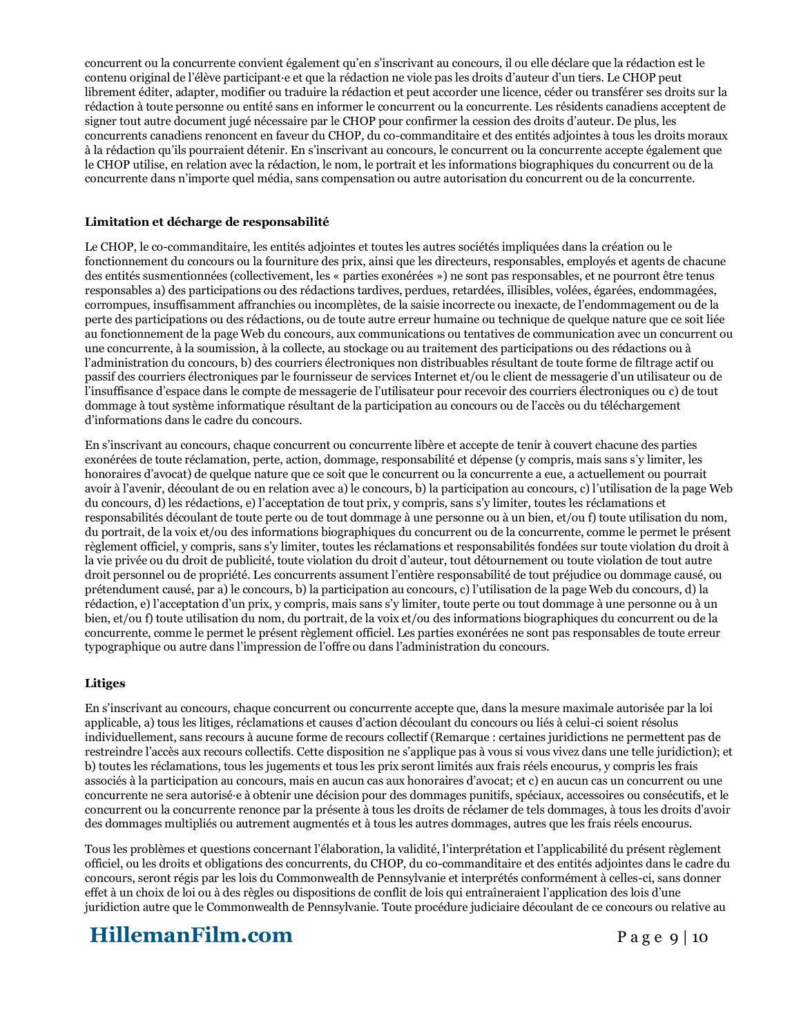concurrent ou la concurrente convient également qu'en s'inscrivant au concours, il ou elle déclare que la rédaction est le contenu original de l'élève participant·e et que la rédaction ne viole pas les droits d'auteur d'un tiers. Le CHOP peut librement éditer, adapter, modifier ou traduire la rédaction et peut accorder une licence, céder ou transférer ses droits sur la rédaction à toute personne ou entité sans en informer le concurrent ou la concurrente. Les résidents canadiens acceptent de signer tout autre document jugé nécessaire par le CHOP pour confirmer la cession des droits d'auteur. De plus, les concurrents canadiens renoncent en faveur du CHOP, du co-commanditaire et des entités adjointes à tous les droits moraux à la rédaction qu'ils pourraient détenir. En s'inscrivant au concours, le concurrent ou la concurrente accepte également que le CHOP utilise, en relation avec la rédaction, le nom, le portrait et les informations biographiques du concurrent ou de la concurrente dans n'importe quel média, sans compensation ou autre autorisation du concurrent ou de la concurrente.

**Limitation et décharge de responsabilité**

Le CHOP, le co-commanditaire, les entités adjointes et toutes les autres sociétés impliquées dans la création ou le fonctionnement du concours ou la fourniture des prix, ainsi que les directeurs, responsables, employés et agents de chacune des entités susmentionnées (collectivement, les « parties exonérées ») ne sont pas responsables, et ne pourront être tenus responsables a) des participations ou des rédactions tardives, perdues, retardées, illisibles, volées, égarées, endommagées, corrompues, insuffisamment affranchies ou incomplètes, de la saisie incorrecte ou inexacte, de l'endommagement ou de la perte des participations ou des rédactions, ou de toute autre erreur humaine ou technique de quelque nature que ce soit liée au fonctionnement de la page Web du concours, aux communications ou tentatives de communication avec un concurrent ou une concurrente, à la soumission, à la collecte, au stockage ou au traitement des participations ou des rédactions ou à l'administration du concours, b) des courriers électroniques non distribuables résultant de toute forme de filtrage actif ou passif des courriers électroniques par le fournisseur de services Internet et/ou le client de messagerie d'un utilisateur ou de l'insuffisance d'espace dans le compte de messagerie de l'utilisateur pour recevoir des courriers électroniques ou c) de tout dommage à tout système informatique résultant de la participation au concours ou de l'accès ou du téléchargement d'informations dans le cadre du concours.

En s'inscrivant au concours, chaque concurrent ou concurrente libère et accepte de tenir à couvert chacune des parties exonérées de toute réclamation, perte, action, dommage, responsabilité et dépense (y compris, mais sans s'y limiter, les honoraires d'avocat) de quelque nature que ce soit que le concurrent ou la concurrente a eue, a actuellement ou pourrait avoir à l'avenir, découlant de ou en relation avec a) le concours, b) la participation au concours, c) l'utilisation de la page Web du concours, d) les rédactions, e) l'acceptation de tout prix, y compris, sans s'y limiter, toutes les réclamations et responsabilités découlant de toute perte ou de tout dommage à une personne ou à un bien, et/ou f) toute utilisation du nom, du portrait, de la voix et/ou des informations biographiques du concurrent ou de la concurrente, comme le permet le présent règlement officiel, y compris, sans s'y limiter, toutes les réclamations et responsabilités fondées sur toute violation du droit à la vie privée ou du droit de publicité, toute violation du droit d'auteur, tout détournement ou toute violation de tout autre droit personnel ou de propriété. Les concurrents assument l'entière responsabilité de tout préjudice ou dommage causé, ou prétendument causé, par a) le concours, b) la participation au concours, c) l'utilisation de la page Web du concours, d) la rédaction, e) l'acceptation d'un prix, y compris, mais sans s'y limiter, toute perte ou tout dommage à une personne ou à un bien, et/ou f) toute utilisation du nom, du portrait, de la voix et/ou des informations biographiques du concurrent ou de la concurrente, comme le permet le présent règlement officiel. Les parties exonérées ne sont pas responsables de toute erreur typographique ou autre dans l'impression de l'offre ou dans l'administration du concours.

**Litiges**

En s'inscrivant au concours, chaque concurrent ou concurrente accepte que, dans la mesure maximale autorisée par la loi applicable, a) tous les litiges, réclamations et causes d'action découlant du concours ou liés à celui-ci soient résolus individuellement, sans recours à aucune forme de recours collectif (Remarque : certaines juridictions ne permettent pas de restreindre l'accès aux recours collectifs. Cette disposition ne s'applique pas à vous si vous vivez dans une telle juridiction); et b) toutes les réclamations, tous les jugements et tous les prix seront limités aux frais réels encourus, y compris les frais associés à la participation au concours, mais en aucun cas aux honoraires d'avocat; et c) en aucun cas un concurrent ou une concurrente ne sera autorisé·e à obtenir une décision pour des dommages punitifs, spéciaux, accessoires ou consécutifs, et le concurrent ou la concurrente renonce par la présente à tous les droits de réclamer de tels dommages, à tous les droits d'avoir des dommages multipliés ou autrement augmentés et à tous les autres dommages, autres que les frais réels encourus.

Tous les problèmes et questions concernant l'élaboration, la validité, l'interprétation et l'applicabilité du présent règlement officiel, ou les droits et obligations des concurrents, du CHOP, du co-commanditaire et des entités adjointes dans le cadre du concours, seront régis par les lois du Commonwealth de Pennsylvanie et interprétés conformément à celles-ci, sans donner effet à un choix de loi ou à des règles ou dispositions de conflit de lois qui entraîneraient l'application des lois d'une juridiction autre que le Commonwealth de Pennsylvanie. Toute procédure judiciaire découlant de ce concours ou relative au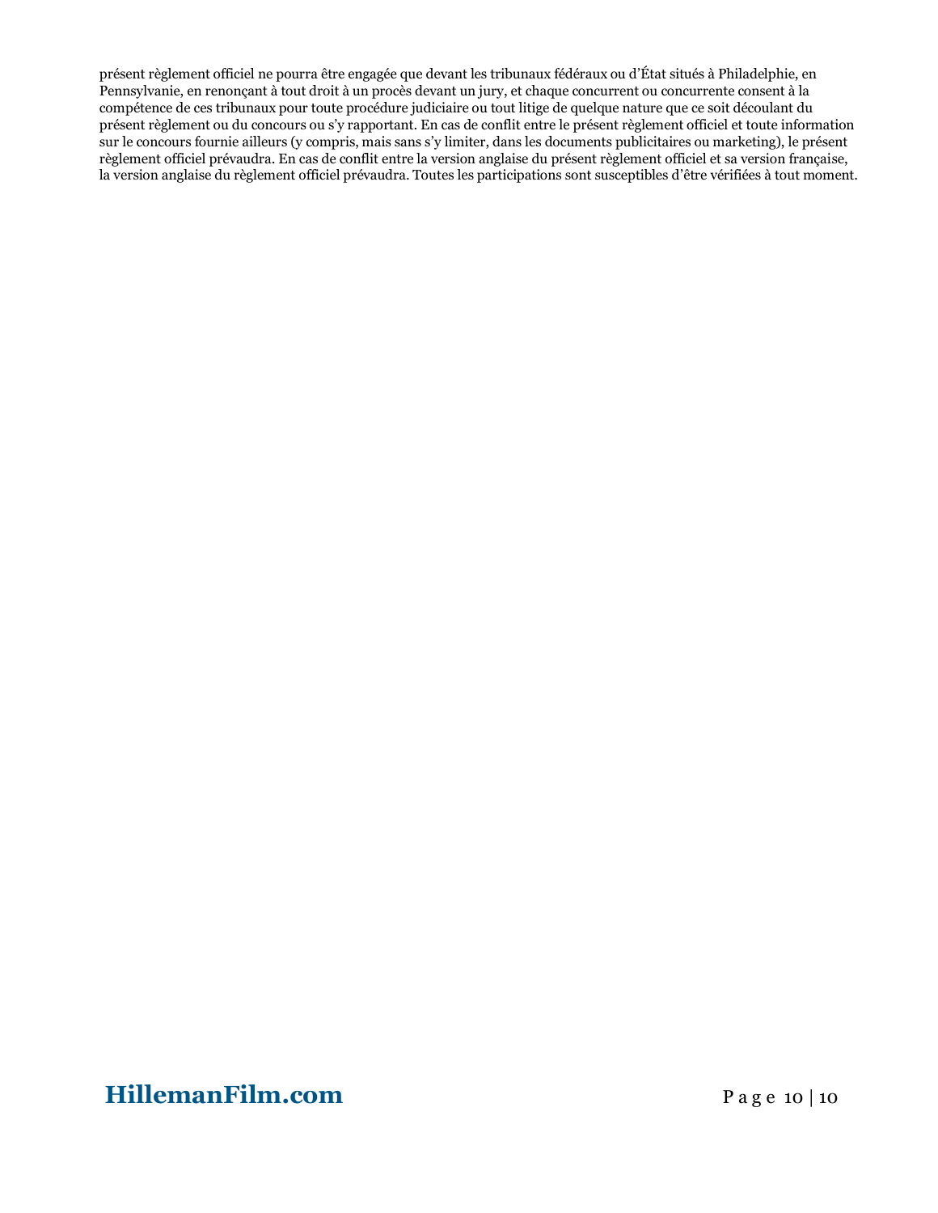présent règlement officiel ne pourra être engagée que devant les tribunaux fédéraux ou d'État situés à Philadelphie, en Pennsylvanie, en renonçant à tout droit à un procès devant un jury, et chaque concurrent ou concurrente consent à la compétence de ces tribunaux pour toute procédure judiciaire ou tout litige de quelque nature que ce soit découlant du présent règlement ou du concours ou s'y rapportant. En cas de conflit entre le présent règlement officiel et toute information sur le concours fournie ailleurs (y compris, mais sans s'y limiter, dans les documents publicitaires ou marketing), le présent règlement officiel prévaudra. En cas de conflit entre la version anglaise du présent règlement officiel et sa version française, la version anglaise du règlement officiel prévaudra. Toutes les participations sont susceptibles d'être vérifiées à tout moment.